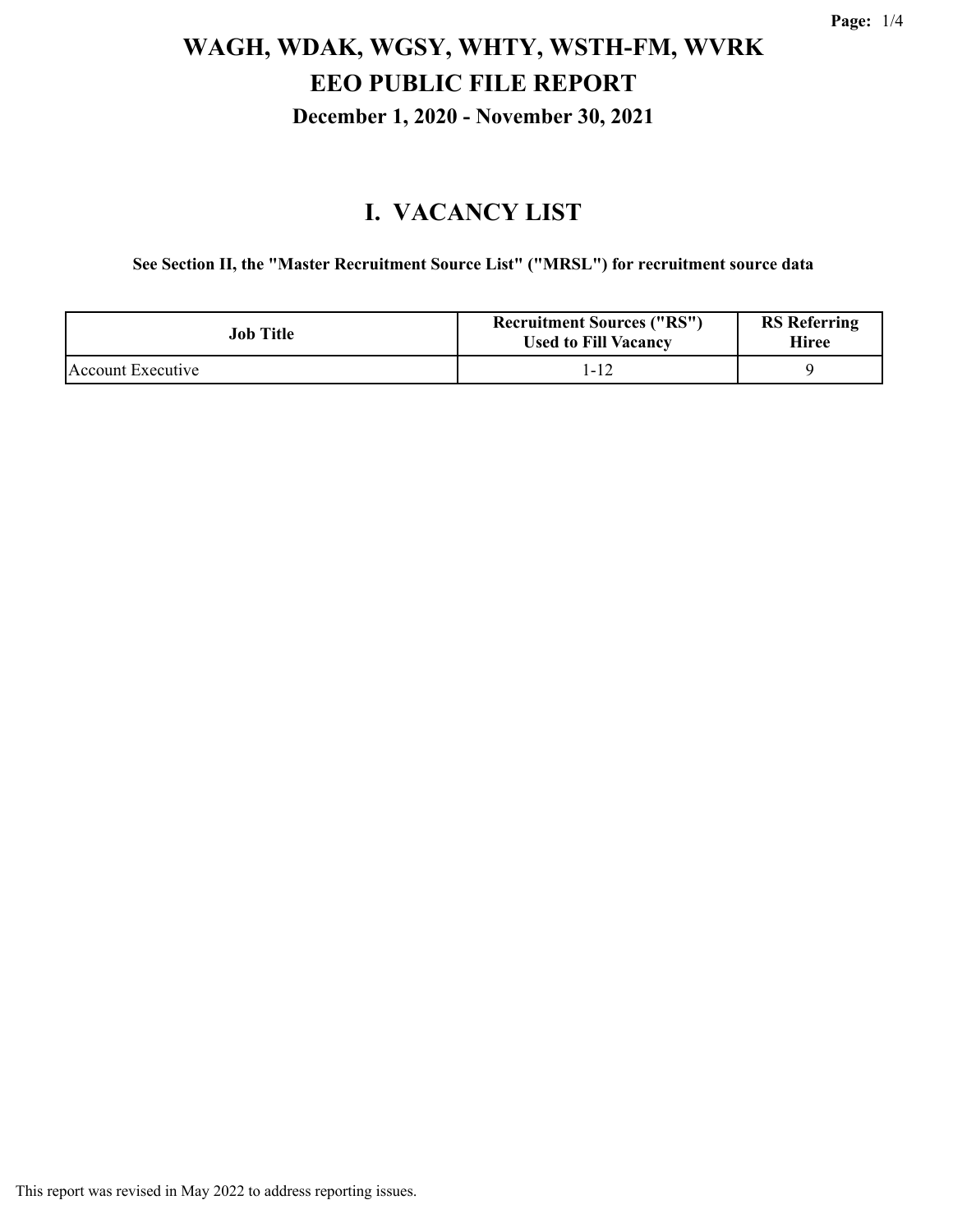# WAGH, WDAK, WGSY, WHTY, WSTH-FM, WVRK

# EEO PUBLIC FILE REPORT

### December 1, 2020 - November 30, 2021

## I. VACANCY LIST

**See Section II, the "Master Recruitment Source List" ("MRSL") for recruitment source data**

| Job Title | Recruitment Sources ("RS") Used to Fill Vacancy | RS Referring Hiree |
|---|---|---|
| Account Executive | 1-12 | 9 |

This report was revised in May 2022 to address reporting issues.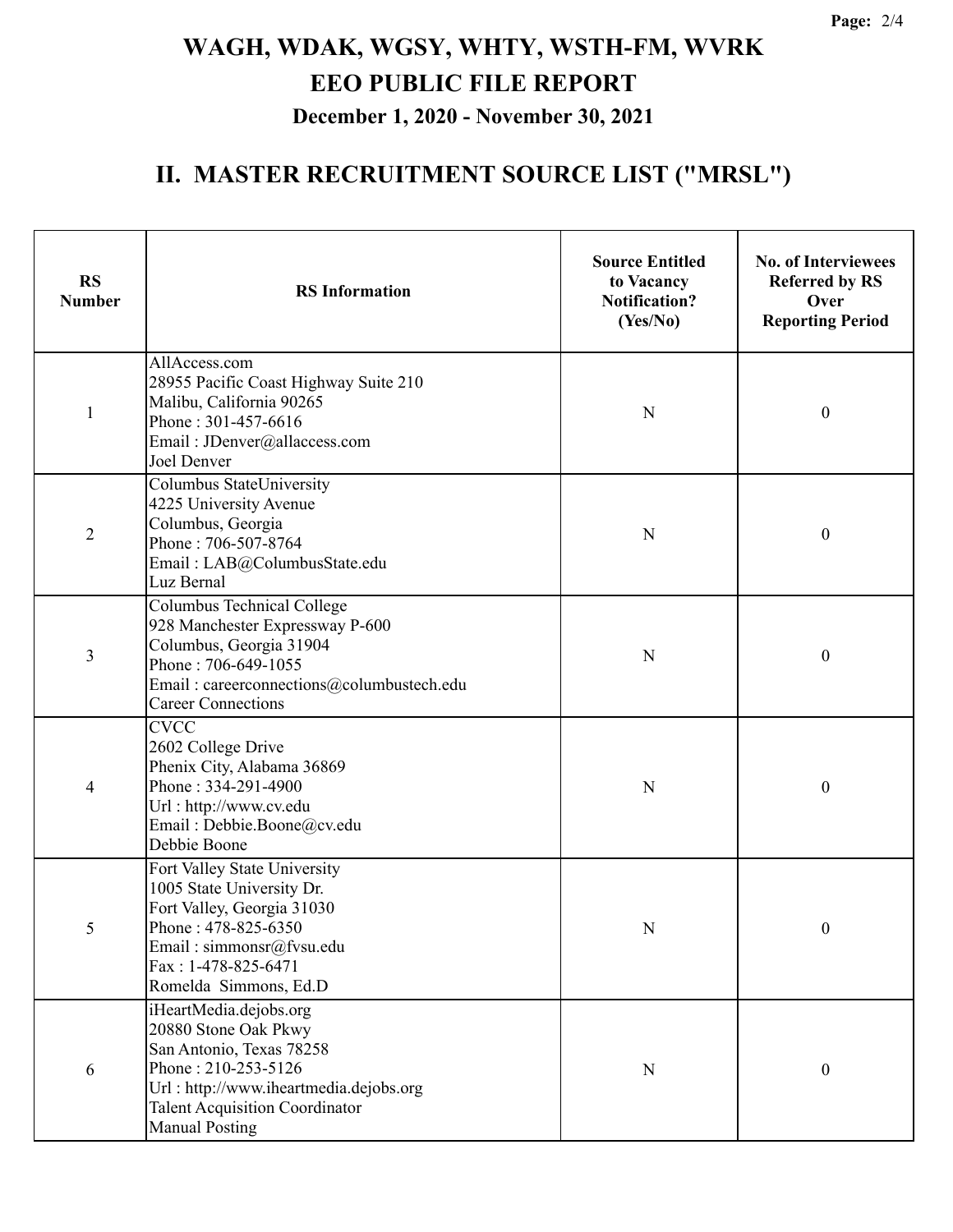# WAGH, WDAK, WGSY, WHTY, WSTH-FM, WVRK
# EEO PUBLIC FILE REPORT
### December 1, 2020 - November 30, 2021

## II. MASTER RECRUITMENT SOURCE LIST ("MRSL")

| RS Number | RS Information | Source Entitled to Vacancy Notification? (Yes/No) | No. of Interviewees Referred by RS Over Reporting Period |
|---|---|---|---|
| 1 | AllAccess.com<br>28955 Pacific Coast Highway Suite 210<br>Malibu, California 90265<br>Phone : 301-457-6616<br>Email : JDenver@allaccess.com<br>Joel Denver | N | 0 |
| 2 | Columbus StateUniversity<br>4225 University Avenue<br>Columbus, Georgia<br>Phone : 706-507-8764<br>Email : LAB@ColumbusState.edu<br>Luz Bernal | N | 0 |
| 3 | Columbus Technical College<br>928 Manchester Expressway P-600<br>Columbus, Georgia 31904<br>Phone : 706-649-1055<br>Email : careerconnections@columbustech.edu<br>Career Connections | N | 0 |
| 4 | CVCC<br>2602 College Drive<br>Phenix City, Alabama 36869<br>Phone : 334-291-4900<br>Url : http://www.cv.edu<br>Email : Debbie.Boone@cv.edu<br>Debbie Boone | N | 0 |
| 5 | Fort Valley State University<br>1005 State University Dr.<br>Fort Valley, Georgia 31030<br>Phone : 478-825-6350<br>Email : simmonsr@fvsu.edu<br>Fax : 1-478-825-6471<br>Romelda Simmons, Ed.D | N | 0 |
| 6 | iHeartMedia.dejobs.org<br>20880 Stone Oak Pkwy<br>San Antonio, Texas 78258<br>Phone : 210-253-5126<br>Url : http://www.iheartmedia.dejobs.org<br>Talent Acquisition Coordinator<br>Manual Posting | N | 0 |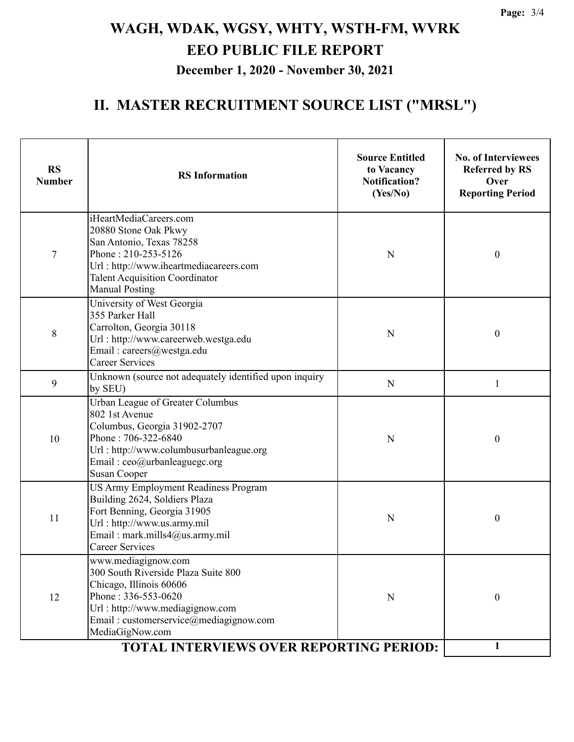# WAGH, WDAK, WGSY, WHTY, WSTH-FM, WVRK

## EEO PUBLIC FILE REPORT

### December 1, 2020 - November 30, 2021

## II. MASTER RECRUITMENT SOURCE LIST ("MRSL")

| RS Number | RS Information | Source Entitled to Vacancy Notification? (Yes/No) | No. of Interviewees Referred by RS Over Reporting Period |
|---|---|---|---|
| 7 | iHeartMediaCareers.com<br>20880 Stone Oak Pkwy<br>San Antonio, Texas 78258<br>Phone : 210-253-5126<br>Url : http://www.iheartmediacareers.com<br>Talent Acquisition Coordinator<br>Manual Posting | N | 0 |
| 8 | University of West Georgia<br>355 Parker Hall<br>Carrolton, Georgia 30118<br>Url : http://www.careerweb.westga.edu<br>Email : careers@westga.edu<br>Career Services | N | 0 |
| 9 | Unknown (source not adequately identified upon inquiry by SEU) | N | 1 |
| 10 | Urban League of Greater Columbus<br>802 1st Avenue<br>Columbus, Georgia 31902-2707<br>Phone : 706-322-6840<br>Url : http://www.columbusurbanleague.org<br>Email : ceo@urbanleaguegc.org<br>Susan Cooper | N | 0 |
| 11 | US Army Employment Readiness Program<br>Building 2624, Soldiers Plaza<br>Fort Benning, Georgia 31905<br>Url : http://www.us.army.mil<br>Email : mark.mills4@us.army.mil<br>Career Services | N | 0 |
| 12 | www.mediagignow.com<br>300 South Riverside Plaza Suite 800<br>Chicago, Illinois 60606<br>Phone : 336-553-0620<br>Url : http://www.mediagignow.com<br>Email : customerservice@mediagignow.com<br>MediaGigNow.com | N | 0 |
| | **TOTAL INTERVIEWS OVER REPORTING PERIOD:** | | **1** |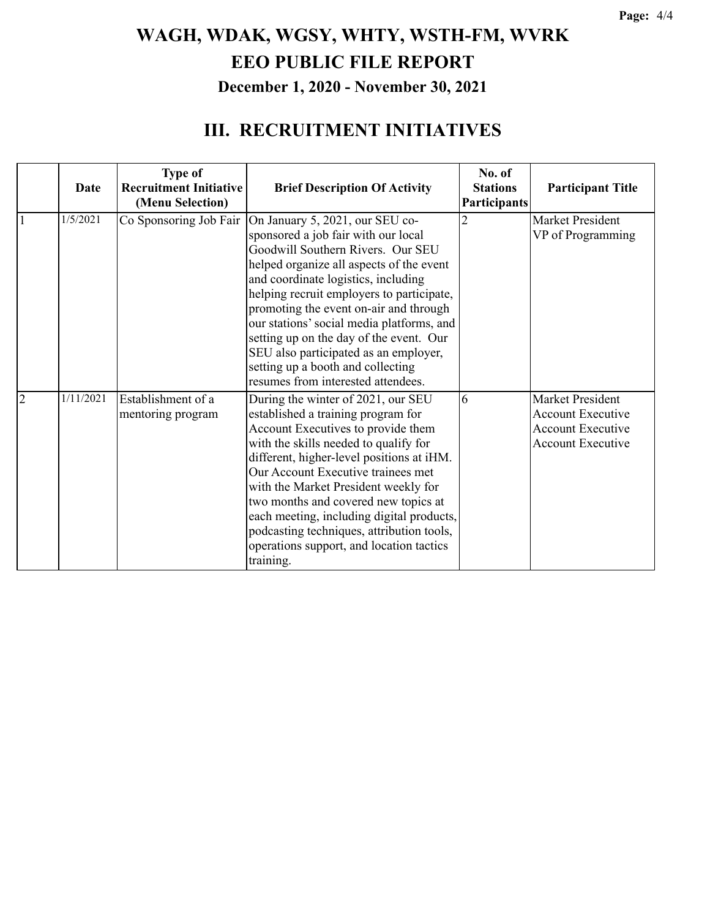# WAGH, WDAK, WGSY, WHTY, WSTH-FM, WVRK

# EEO PUBLIC FILE REPORT

### December 1, 2020 - November 30, 2021

## III. RECRUITMENT INITIATIVES

| | Date | Type of Recruitment Initiative (Menu Selection) | Brief Description Of Activity | No. of Stations Participants | Participant Title |
|---|---|---|---|---|---|
| 1 | 1/5/2021 | Co Sponsoring Job Fair | On January 5, 2021, our SEU co-sponsored a job fair with our local Goodwill Southern Rivers. Our SEU helped organize all aspects of the event and coordinate logistics, including helping recruit employers to participate, promoting the event on-air and through our stations' social media platforms, and setting up on the day of the event. Our SEU also participated as an employer, setting up a booth and collecting resumes from interested attendees. | 2 | Market President<br>VP of Programming |
| 2 | 1/11/2021 | Establishment of a mentoring program | During the winter of 2021, our SEU established a training program for Account Executives to provide them with the skills needed to qualify for different, higher-level positions at iHM. Our Account Executive trainees met with the Market President weekly for two months and covered new topics at each meeting, including digital products, podcasting techniques, attribution tools, operations support, and location tactics training. | 6 | Market President<br>Account Executive<br>Account Executive<br>Account Executive |